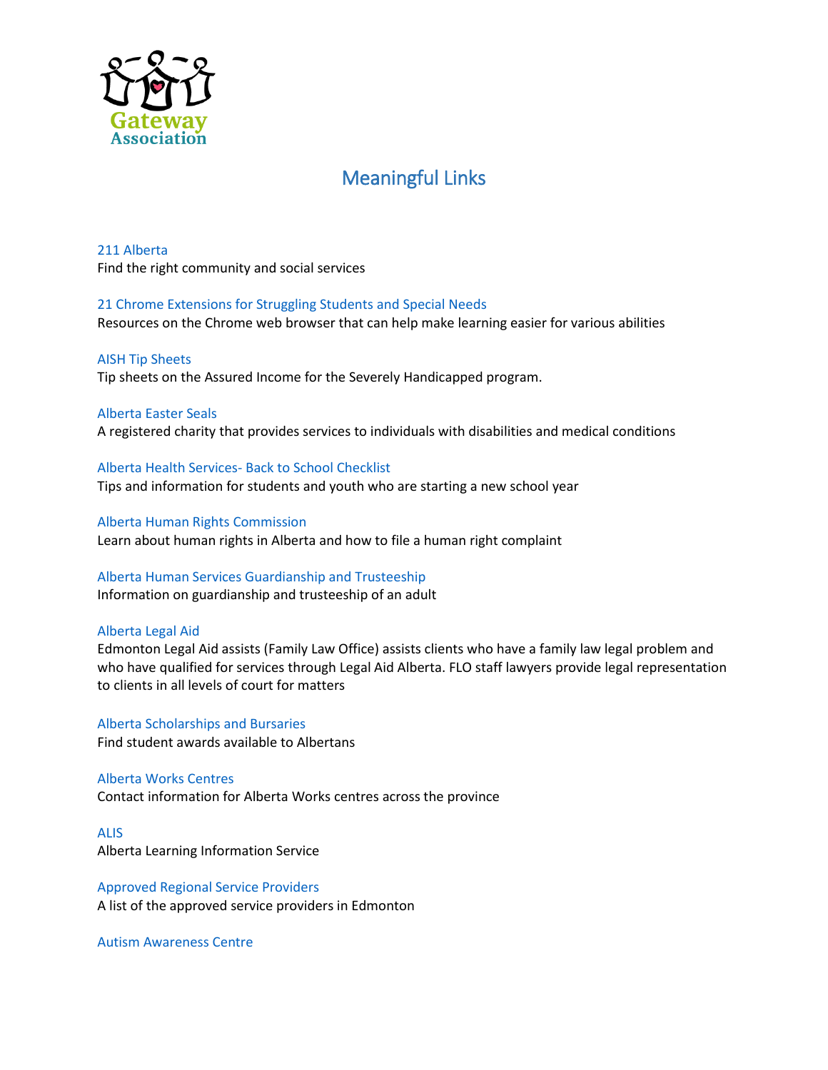Gateway Association

# Meaningful Links

211 Alberta
Find the right community and social services

21 Chrome Extensions for Struggling Students and Special Needs
Resources on the Chrome web browser that can help make learning easier for various abilities

AISH Tip Sheets
Tip sheets on the Assured Income for the Severely Handicapped program.

Alberta Easter Seals
A registered charity that provides services to individuals with disabilities and medical conditions

Alberta Health Services- Back to School Checklist
Tips and information for students and youth who are starting a new school year

Alberta Human Rights Commission
Learn about human rights in Alberta and how to file a human right complaint

Alberta Human Services Guardianship and Trusteeship
Information on guardianship and trusteeship of an adult

Alberta Legal Aid
Edmonton Legal Aid assists (Family Law Office) assists clients who have a family law legal problem and who have qualified for services through Legal Aid Alberta. FLO staff lawyers provide legal representation to clients in all levels of court for matters

Alberta Scholarships and Bursaries
Find student awards available to Albertans

Alberta Works Centres
Contact information for Alberta Works centres across the province

ALIS
Alberta Learning Information Service

Approved Regional Service Providers
A list of the approved service providers in Edmonton

Autism Awareness Centre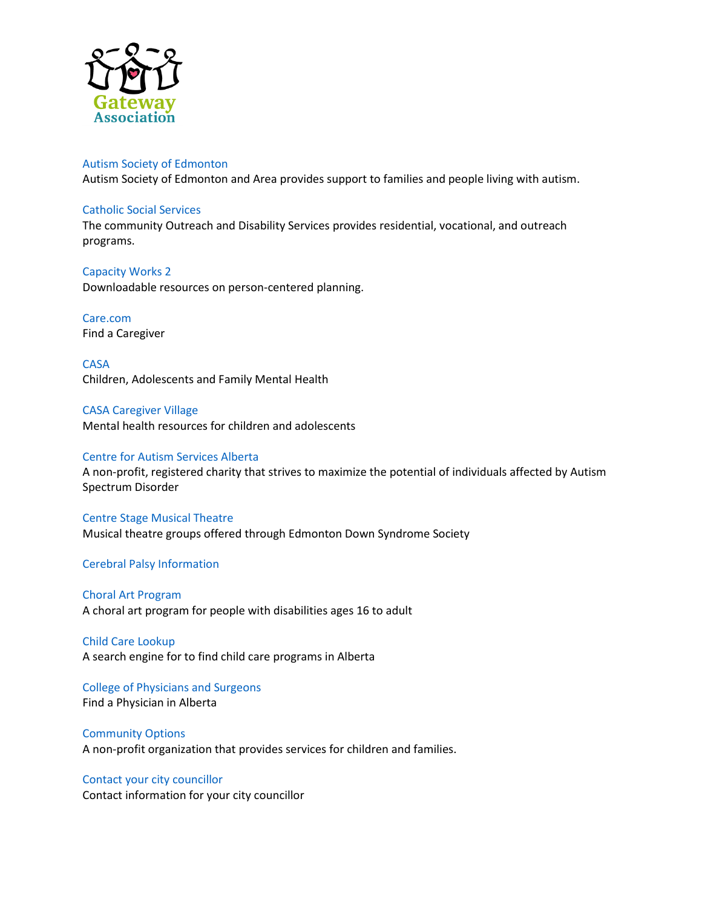Autism Society of Edmonton
Autism Society of Edmonton and Area provides support to families and people living with autism.

Catholic Social Services
The community Outreach and Disability Services provides residential, vocational, and outreach programs.

Capacity Works 2
Downloadable resources on person-centered planning.

Care.com
Find a Caregiver

CASA
Children, Adolescents and Family Mental Health

CASA Caregiver Village
Mental health resources for children and adolescents

Centre for Autism Services Alberta
A non-profit, registered charity that strives to maximize the potential of individuals affected by Autism Spectrum Disorder

Centre Stage Musical Theatre
Musical theatre groups offered through Edmonton Down Syndrome Society

Cerebral Palsy Information

Choral Art Program
A choral art program for people with disabilities ages 16 to adult

Child Care Lookup
A search engine for to find child care programs in Alberta

College of Physicians and Surgeons
Find a Physician in Alberta

Community Options
A non-profit organization that provides services for children and families.

Contact your city councillor
Contact information for your city councillor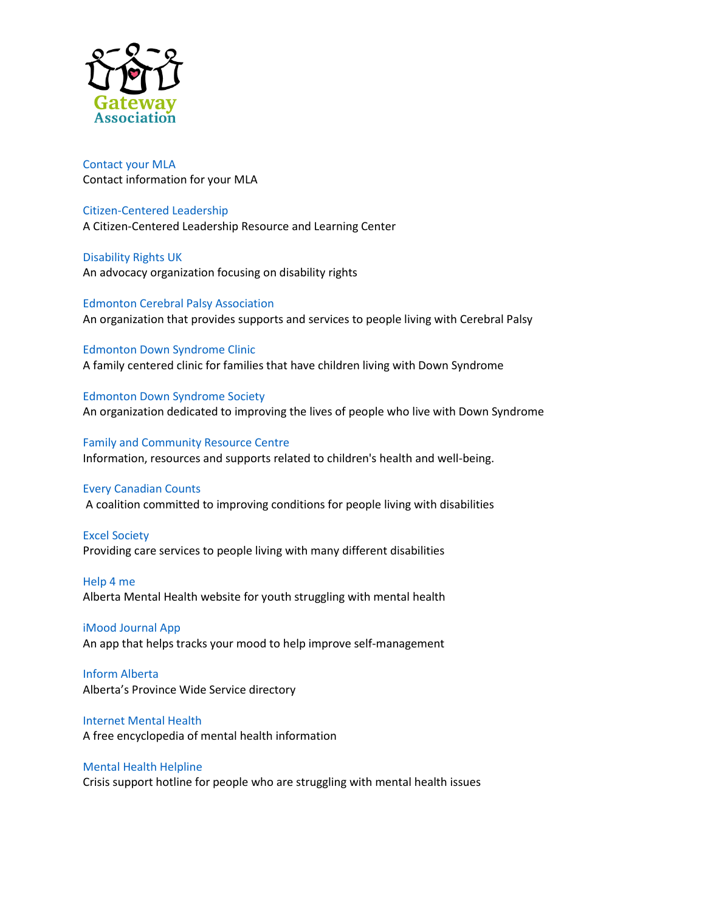Gateway Association

Contact your MLA
Contact information for your MLA

Citizen-Centered Leadership
A Citizen-Centered Leadership Resource and Learning Center

Disability Rights UK
An advocacy organization focusing on disability rights

Edmonton Cerebral Palsy Association
An organization that provides supports and services to people living with Cerebral Palsy

Edmonton Down Syndrome Clinic
A family centered clinic for families that have children living with Down Syndrome

Edmonton Down Syndrome Society
An organization dedicated to improving the lives of people who live with Down Syndrome

Family and Community Resource Centre
Information, resources and supports related to children's health and well-being.

Every Canadian Counts
A coalition committed to improving conditions for people living with disabilities

Excel Society
Providing care services to people living with many different disabilities

Help 4 me
Alberta Mental Health website for youth struggling with mental health

iMood Journal App
An app that helps tracks your mood to help improve self-management

Inform Alberta
Alberta's Province Wide Service directory

Internet Mental Health
A free encyclopedia of mental health information

Mental Health Helpline
Crisis support hotline for people who are struggling with mental health issues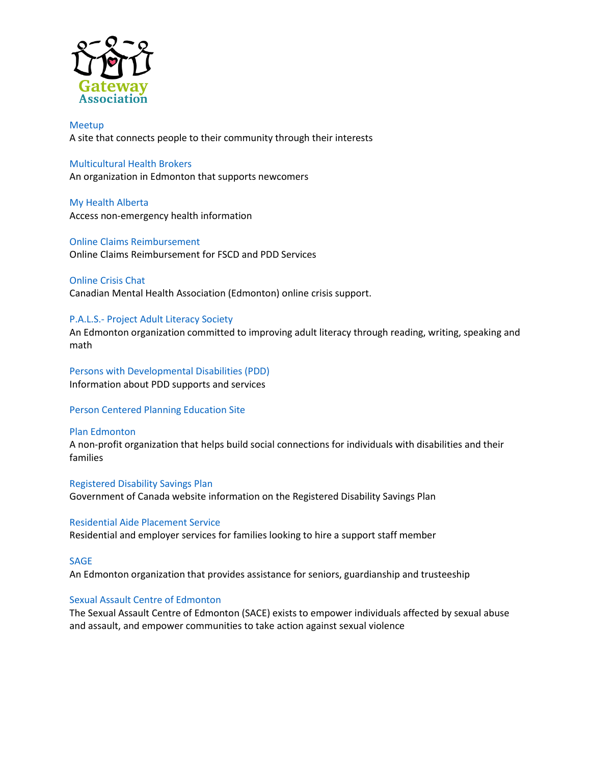Meetup
A site that connects people to their community through their interests

Multicultural Health Brokers
An organization in Edmonton that supports newcomers

My Health Alberta
Access non-emergency health information

Online Claims Reimbursement
Online Claims Reimbursement for FSCD and PDD Services

Online Crisis Chat
Canadian Mental Health Association (Edmonton) online crisis support.

P.A.L.S.- Project Adult Literacy Society
An Edmonton organization committed to improving adult literacy through reading, writing, speaking and math

Persons with Developmental Disabilities (PDD)
Information about PDD supports and services

Person Centered Planning Education Site

Plan Edmonton
A non-profit organization that helps build social connections for individuals with disabilities and their families

Registered Disability Savings Plan
Government of Canada website information on the Registered Disability Savings Plan

Residential Aide Placement Service
Residential and employer services for families looking to hire a support staff member

SAGE
An Edmonton organization that provides assistance for seniors, guardianship and trusteeship

Sexual Assault Centre of Edmonton
The Sexual Assault Centre of Edmonton (SACE) exists to empower individuals affected by sexual abuse and assault, and empower communities to take action against sexual violence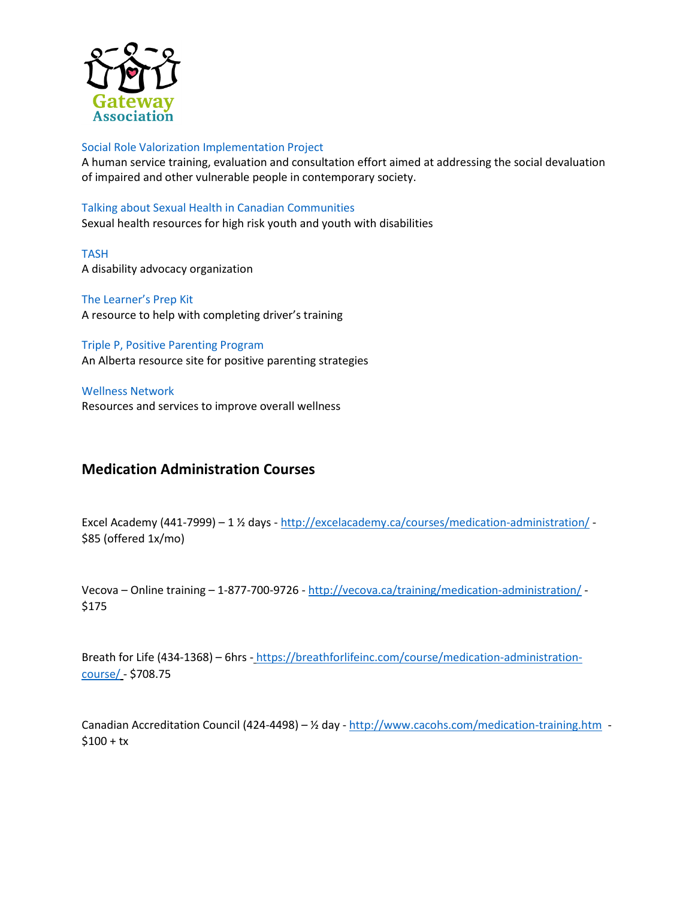Social Role Valorization Implementation Project
A human service training, evaluation and consultation effort aimed at addressing the social devaluation of impaired and other vulnerable people in contemporary society.

Talking about Sexual Health in Canadian Communities
Sexual health resources for high risk youth and youth with disabilities

TASH
A disability advocacy organization

The Learner's Prep Kit
A resource to help with completing driver's training

Triple P, Positive Parenting Program
An Alberta resource site for positive parenting strategies

Wellness Network
Resources and services to improve overall wellness

## Medication Administration Courses

Excel Academy (441-7999) – 1 ½ days - http://excelacademy.ca/courses/medication-administration/ - $85 (offered 1x/mo)

Vecova – Online training – 1-877-700-9726 - http://vecova.ca/training/medication-administration/ - $175

Breath for Life (434-1368) – 6hrs - https://breathforlifeinc.com/course/medication-administration-course/ - $708.75

Canadian Accreditation Council (424-4498) – ½ day - http://www.cacohs.com/medication-training.htm - $100 + tx